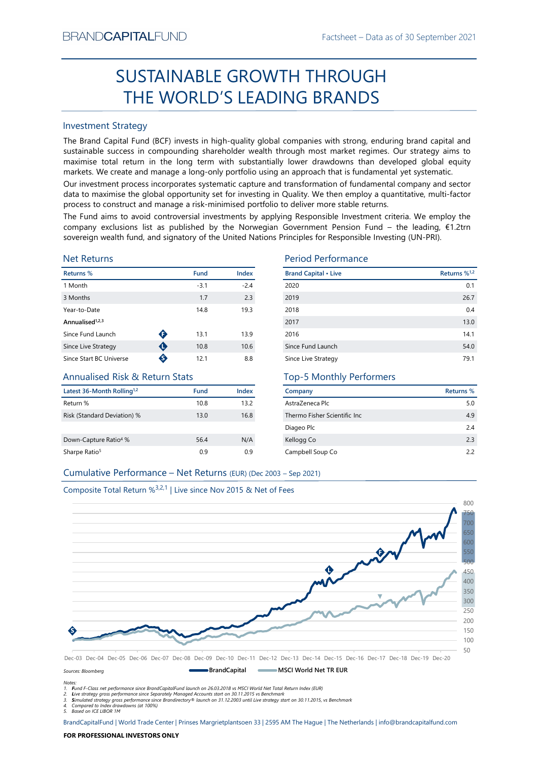BRANDCAPITALFUND

Factsheet – Data as of 30 September 2021

# SUSTAINABLE GROWTH THROUGH THE WORLD'S LEADING BRANDS

## Investment Strategy

The Brand Capital Fund (BCF) invests in high-quality global companies with strong, enduring brand capital and sustainable success in compounding shareholder wealth through most market regimes. Our strategy aims to maximise total return in the long term with substantially lower drawdowns than developed global equity markets. We create and manage a long-only portfolio using an approach that is fundamental yet systematic.

Our investment process incorporates systematic capture and transformation of fundamental company and sector data to maximise the global opportunity set for investing in Quality. We then employ a quantitative, multi-factor process to construct and manage a risk-minimised portfolio to deliver more stable returns.

The Fund aims to avoid controversial investments by applying Responsible Investment criteria. We employ the company exclusions list as published by the Norwegian Government Pension Fund – the leading, €1.2trn sovereign wealth fund, and signatory of the United Nations Principles for Responsible Investing (UN-PRI).

## Net Returns

| Returns % | Fund | Index |
|---|---|---|
| 1 Month | -3.1 | -2.4 |
| 3 Months | 1.7 | 2.3 |
| Year-to-Date | 14.8 | 19.3 |
| **Annualised**[1,2,3] | | |
| Since Fund Launch (F) | 13.1 | 13.9 |
| Since Live Strategy (L) | 10.8 | 10.6 |
| Since Start BC Universe (S) | 12.1 | 8.8 |

## Period Performance

| Brand Capital • Live | Returns %[1,2] |
|---|---|
| 2020 | 0.1 |
| 2019 | 26.7 |
| 2018 | 0.4 |
| 2017 | 13.0 |
| 2016 | 14.1 |
| Since Fund Launch | 54.0 |
| Since Live Strategy | 79.1 |

## Annualised Risk & Return Stats

| Latest 36-Month Rolling[1,2] | Fund | Index |
|---|---|---|
| Return % | 10.8 | 13.2 |
| Risk (Standard Deviation) % | 13.0 | 16.8 |
| Down-Capture Ratio[4] % | 56.4 | N/A |
| Sharpe Ratio[5] | 0.9 | 0.9 |

## Top-5 Monthly Performers

| Company | Returns % |
|---|---|
| AstraZeneca Plc | 5.0 |
| Thermo Fisher Scientific Inc | 4.9 |
| Diageo Plc | 2.4 |
| Kellogg Co | 2.3 |
| Campbell Soup Co | 2.2 |

## Cumulative Performance – Net Returns (EUR) (Dec 2003 – Sep 2021)

Composite Total Return %[3,2,1] | Live since Nov 2015 & Net of Fees

BrandCapital — MSCI World Net TR EUR

Sources: Bloomberg

Notes:
1. Fund F-Class net performance since BrandCapitalFund launch on 26.03.2018 vs MSCI World Net Total Return Index (EUR)
2. Live strategy gross performance since Separately Managed Accounts start on 30.11.2015 vs Benchmark
3. Simulated strategy gross performance since Brandirectory® launch on 31.12.2003 until Live strategy start on 30.11.2015, vs Benchmark
4. Compared to Index drawdowns (at 100%)
5. Based on ICE LIBOR 1M

BrandCapitalFund | World Trade Center | Prinses Margrietplantsoen 33 | 2595 AM The Hague | The Netherlands | info@brandcapitalfund.com

**FOR PROFESSIONAL INVESTORS ONLY**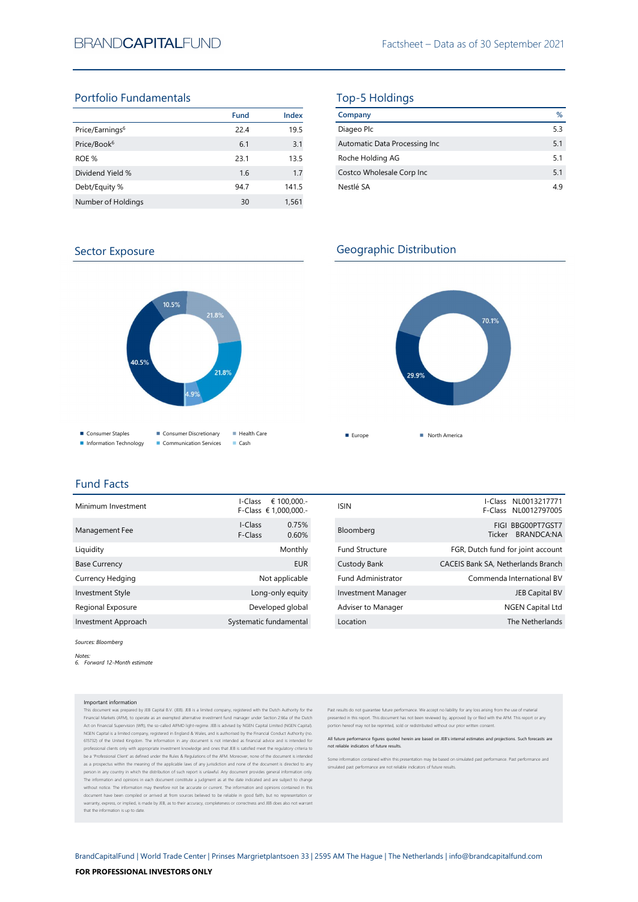## Portfolio Fundamentals

| | Fund | Index |
|---|---|---|
| Price/Earnings[6] | 22.4 | 19.5 |
| Price/Book[6] | 6.1 | 3.1 |
| ROE % | 23.1 | 13.5 |
| Dividend Yield % | 1.6 | 1.7 |
| Debt/Equity % | 94.7 | 141.5 |
| Number of Holdings | 30 | 1,561 |

## Top-5 Holdings

| Company | % |
|---|---|
| Diageo Plc | 5.3 |
| Automatic Data Processing Inc | 5.1 |
| Roche Holding AG | 5.1 |
| Costco Wholesale Corp Inc | 5.1 |
| Nestlé SA | 4.9 |

## Sector Exposure

10.5%
21.8%
40.5%
21.8%
4.9%

Consumer Staples
Consumer Discretionary
Health Care
Information Technology
Communication Services
Cash

## Geographic Distribution

70.1%
29.9%

Europe
North America

## Fund Facts

| | |
|---|---|
| Minimum Investment | I-Class € 100,000.- F-Class € 1,000,000.- |
| Management Fee | I-Class 0.75% F-Class 0.60% |
| Liquidity | Monthly |
| Base Currency | EUR |
| Currency Hedging | Not applicable |
| Investment Style | Long-only equity |
| Regional Exposure | Developed global |
| Investment Approach | Systematic fundamental |

| | |
|---|---|
| ISIN | I-Class NL0013217771 F-Class NL0012797005 |
| Bloomberg | FIGI BBG00PT7GST7 Ticker BRANDCA:NA |
| Fund Structure | FGR, Dutch fund for joint account |
| Custody Bank | CACEIS Bank SA, Netherlands Branch |
| Fund Administrator | Commenda International BV |
| Investment Manager | JEB Capital BV |
| Adviser to Manager | NGEN Capital Ltd |
| Location | The Netherlands |

*Sources: Bloomberg*

*Notes:*
*6. Forward 12-Month estimate*

Important information

This document was prepared by JEB Capital B.V. (JEB). JEB is a limited company, registered with the Dutch Authority for the Financial Markets (AFM), to operate as an exempted alternative investment fund manager under Section 2:66a of the Dutch Act on Financial Supervision (Wft), the so-called AIFMD light-regime. JEB is advised by NGEN Capital Limited (NGEN Capital). NGEN Capital is a limited company, registered in England & Wales, and is authorised by the Financial Conduct Authority (no. 615732) of the United Kingdom. The information in any document is not intended as financial advice and is intended for professional clients only with appropriate investment knowledge and ones that JEB is satisfied meet the regulatory criteria to be a 'Professional Client' as defined under the Rules & Regulations of the AFM. Moreover, none of the document is intended as a prospectus within the meaning of the applicable laws of any jurisdiction and none of the document is directed to any person in any country in which the distribution of such report is unlawful. Any document provides general information only. The information and opinions in each document constitute a judgment as at the date indicated and are subject to change without notice. The information may therefore not be accurate or current. The information and opinions contained in this document have been compiled or arrived at from sources believed to be reliable in good faith, but no representation or warranty, express, or implied, is made by JEB, as to their accuracy, completeness or correctness and JEB does also not warrant that the information is up to date.

Past results do not guarantee future performance. We accept no liability for any loss arising from the use of material presented in this report. This document has not been reviewed by, approved by or filed with the AFM. This report or any portion hereof may not be reprinted, sold or redistributed without our prior written consent.

All future performance figures quoted herein are based on JEB's internal estimates and projections. Such forecasts are not reliable indicators of future results.

Some information contained within this presentation may be based on simulated past performance. Past performance and simulated past performance are not reliable indicators of future results.

BrandCapitalFund | World Trade Center | Prinses Margrietplantsoen 33 | 2595 AM The Hague | The Netherlands | info@brandcapitalfund.com

**FOR PROFESSIONAL INVESTORS ONLY**